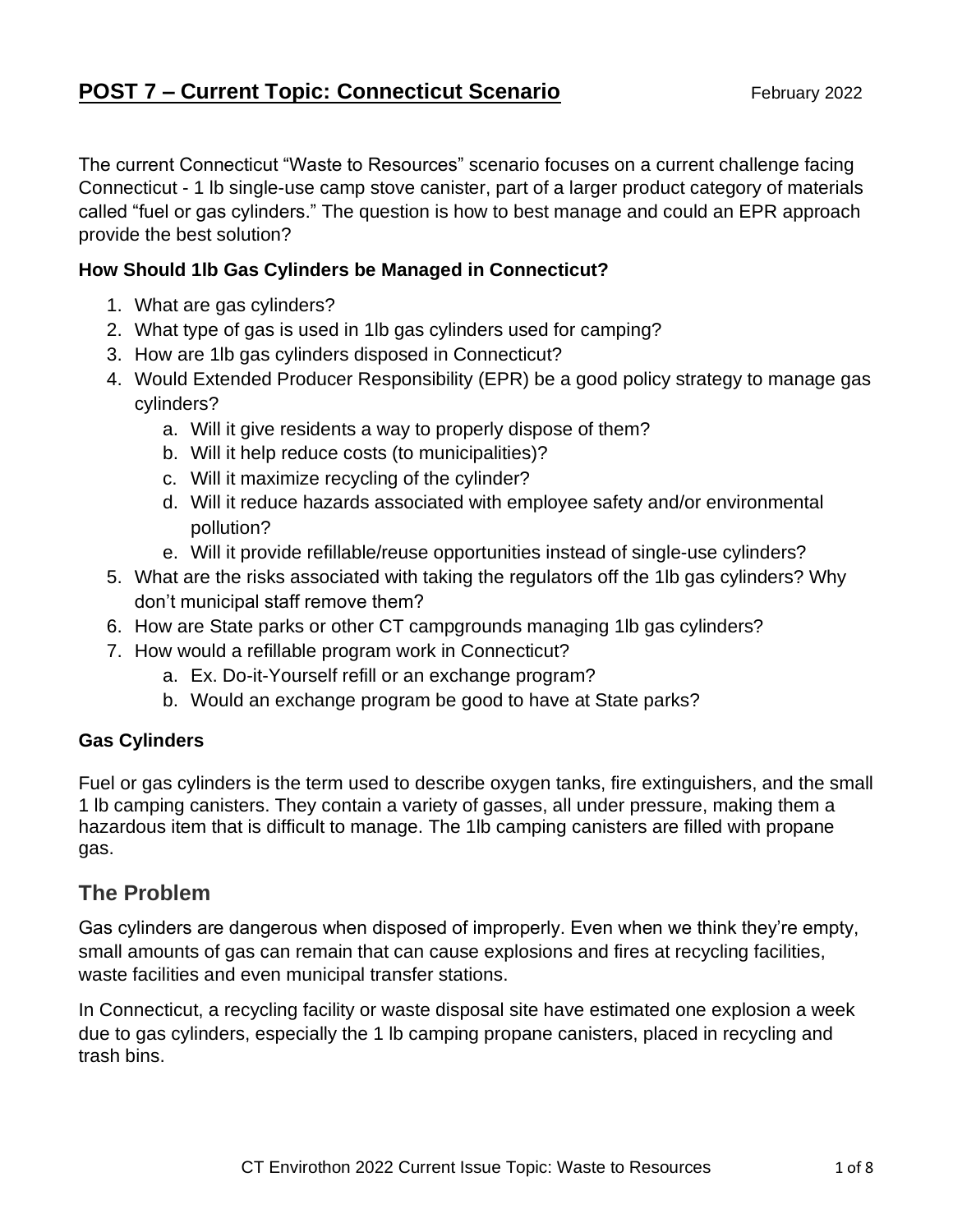# POST 7 – Current Topic: Connecticut Scenario

February 2022

The current Connecticut "Waste to Resources" scenario focuses on a current challenge facing Connecticut - 1 lb single-use camp stove canister, part of a larger product category of materials called "fuel or gas cylinders." The question is how to best manage and could an EPR approach provide the best solution?

**How Should 1lb Gas Cylinders be Managed in Connecticut?**

1. What are gas cylinders?
2. What type of gas is used in 1lb gas cylinders used for camping?
3. How are 1lb gas cylinders disposed in Connecticut?
4. Would Extended Producer Responsibility (EPR) be a good policy strategy to manage gas cylinders?
   a. Will it give residents a way to properly dispose of them?
   b. Will it help reduce costs (to municipalities)?
   c. Will it maximize recycling of the cylinder?
   d. Will it reduce hazards associated with employee safety and/or environmental pollution?
   e. Will it provide refillable/reuse opportunities instead of single-use cylinders?
5. What are the risks associated with taking the regulators off the 1lb gas cylinders? Why don't municipal staff remove them?
6. How are State parks or other CT campgrounds managing 1lb gas cylinders?
7. How would a refillable program work in Connecticut?
   a. Ex. Do-it-Yourself refill or an exchange program?
   b. Would an exchange program be good to have at State parks?

**Gas Cylinders**

Fuel or gas cylinders is the term used to describe oxygen tanks, fire extinguishers, and the small 1 lb camping canisters. They contain a variety of gasses, all under pressure, making them a hazardous item that is difficult to manage. The 1lb camping canisters are filled with propane gas.

## The Problem

Gas cylinders are dangerous when disposed of improperly. Even when we think they're empty, small amounts of gas can remain that can cause explosions and fires at recycling facilities, waste facilities and even municipal transfer stations.

In Connecticut, a recycling facility or waste disposal site have estimated one explosion a week due to gas cylinders, especially the 1 lb camping propane canisters, placed in recycling and trash bins.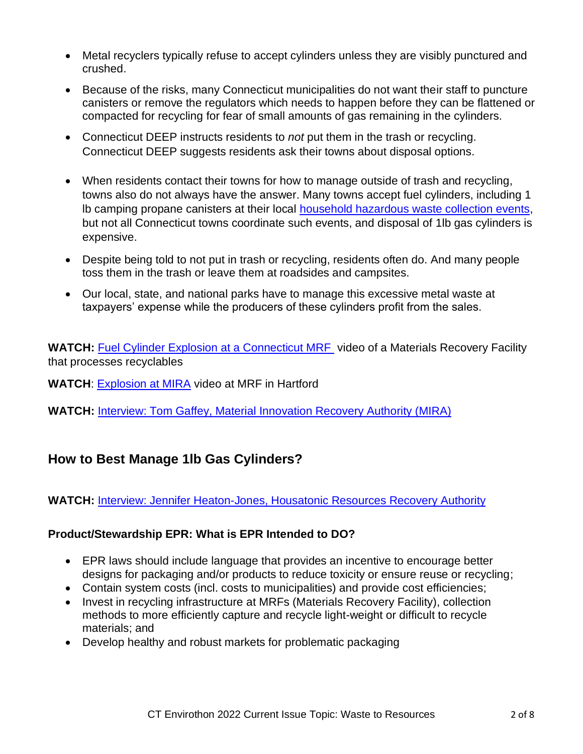- Metal recyclers typically refuse to accept cylinders unless they are visibly punctured and crushed.
- Because of the risks, many Connecticut municipalities do not want their staff to puncture canisters or remove the regulators which needs to happen before they can be flattened or compacted for recycling for fear of small amounts of gas remaining in the cylinders.
- Connecticut DEEP instructs residents to *not* put them in the trash or recycling. Connecticut DEEP suggests residents ask their towns about disposal options.
- When residents contact their towns for how to manage outside of trash and recycling, towns also do not always have the answer. Many towns accept fuel cylinders, including 1 lb camping propane canisters at their local household hazardous waste collection events, but not all Connecticut towns coordinate such events, and disposal of 1lb gas cylinders is expensive.
- Despite being told to not put in trash or recycling, residents often do. And many people toss them in the trash or leave them at roadsides and campsites.
- Our local, state, and national parks have to manage this excessive metal waste at taxpayers' expense while the producers of these cylinders profit from the sales.

**WATCH:** Fuel Cylinder Explosion at a Connecticut MRF video of a Materials Recovery Facility that processes recyclables

**WATCH**: Explosion at MIRA video at MRF in Hartford

**WATCH:** Interview: Tom Gaffey, Material Innovation Recovery Authority (MIRA)

## How to Best Manage 1lb Gas Cylinders?

**WATCH:** Interview: Jennifer Heaton-Jones, Housatonic Resources Recovery Authority

### Product/Stewardship EPR: What is EPR Intended to DO?

- EPR laws should include language that provides an incentive to encourage better designs for packaging and/or products to reduce toxicity or ensure reuse or recycling;
- Contain system costs (incl. costs to municipalities) and provide cost efficiencies;
- Invest in recycling infrastructure at MRFs (Materials Recovery Facility), collection methods to more efficiently capture and recycle light-weight or difficult to recycle materials; and
- Develop healthy and robust markets for problematic packaging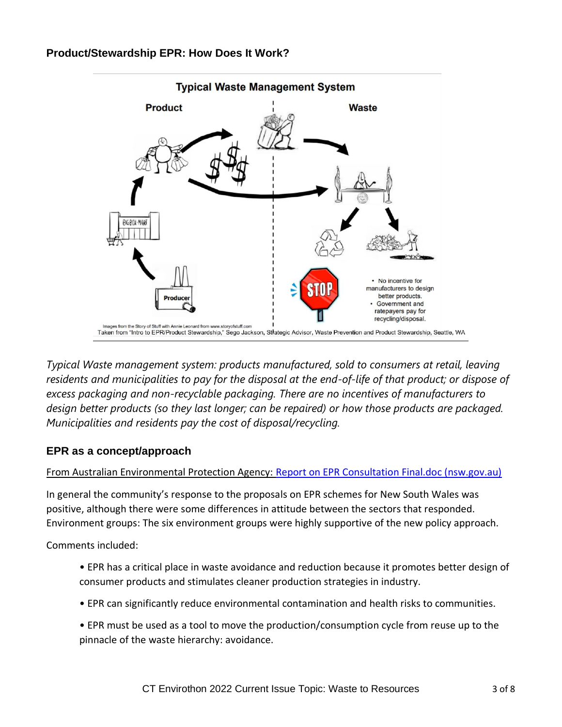## Product/Stewardship EPR: How Does It Work?

*Typical Waste management system: products manufactured, sold to consumers at retail, leaving residents and municipalities to pay for the disposal at the end-of-life of that product; or dispose of excess packaging and non-recyclable packaging. There are no incentives of manufacturers to design better products (so they last longer; can be repaired) or how those products are packaged. Municipalities and residents pay the cost of disposal/recycling.*

## EPR as a concept/approach

From Australian Environmental Protection Agency: [Report on EPR Consultation Final.doc (nsw.gov.au)]()

In general the community's response to the proposals on EPR schemes for New South Wales was positive, although there were some differences in attitude between the sectors that responded. Environment groups: The six environment groups were highly supportive of the new policy approach.

Comments included:

- EPR has a critical place in waste avoidance and reduction because it promotes better design of consumer products and stimulates cleaner production strategies in industry.
- EPR can significantly reduce environmental contamination and health risks to communities.
- EPR must be used as a tool to move the production/consumption cycle from reuse up to the pinnacle of the waste hierarchy: avoidance.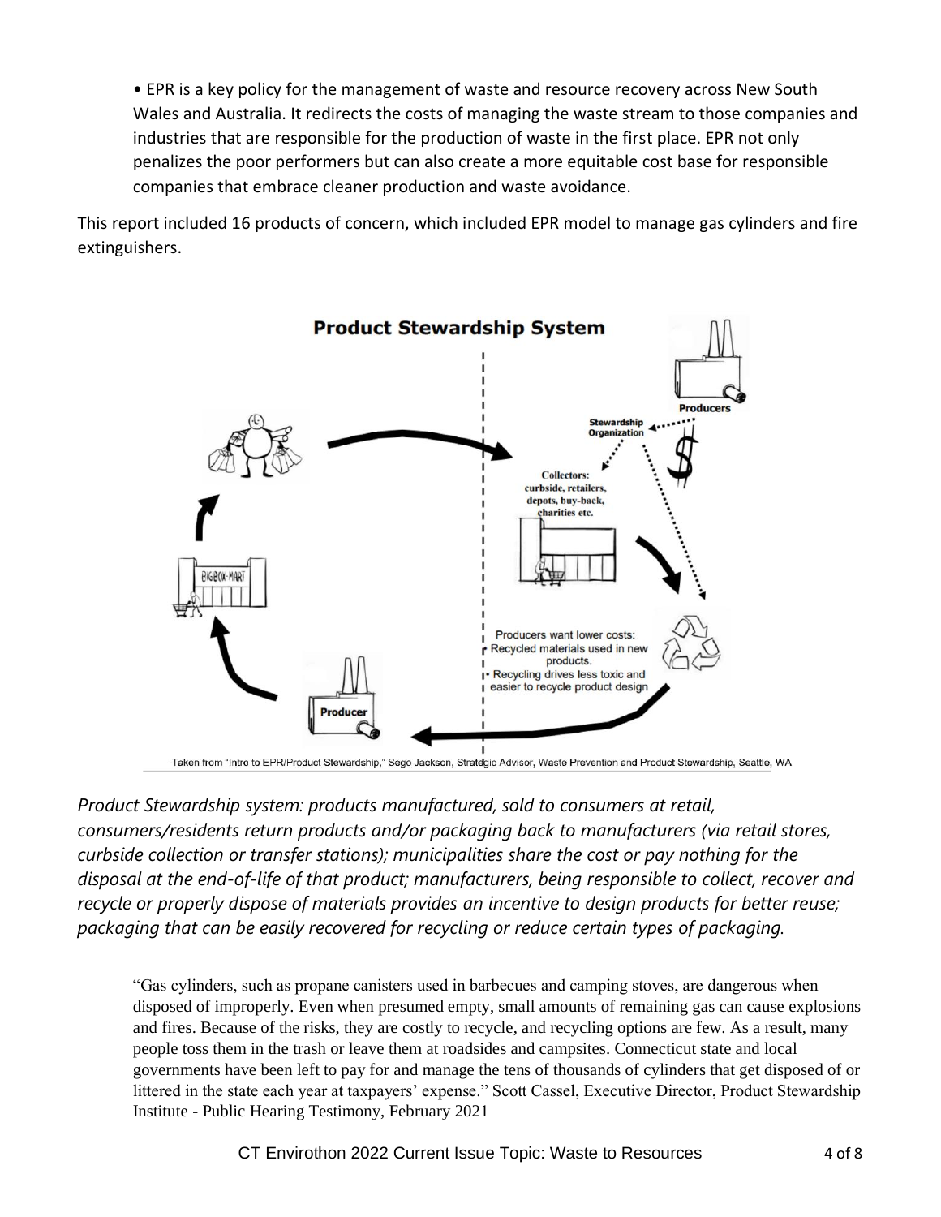- EPR is a key policy for the management of waste and resource recovery across New South Wales and Australia. It redirects the costs of managing the waste stream to those companies and industries that are responsible for the production of waste in the first place. EPR not only penalizes the poor performers but can also create a more equitable cost base for responsible companies that embrace cleaner production and waste avoidance.

This report included 16 products of concern, which included EPR model to manage gas cylinders and fire extinguishers.

**Product Stewardship System**

Producers

Stewardship Organization

Collectors: curbside, retailers, depots, buy-back, charities etc.

BIGBOX-MART

Producers want lower costs:
- Recycled materials used in new products.
- Recycling drives less toxic and easier to recycle product design

Producer

Taken from "Intro to EPR/Product Stewardship," Sego Jackson, Strategic Advisor, Waste Prevention and Product Stewardship, Seattle, WA

*Product Stewardship system: products manufactured, sold to consumers at retail, consumers/residents return products and/or packaging back to manufacturers (via retail stores, curbside collection or transfer stations); municipalities share the cost or pay nothing for the disposal at the end-of-life of that product; manufacturers, being responsible to collect, recover and recycle or properly dispose of materials provides an incentive to design products for better reuse; packaging that can be easily recovered for recycling or reduce certain types of packaging.*

> "Gas cylinders, such as propane canisters used in barbecues and camping stoves, are dangerous when disposed of improperly. Even when presumed empty, small amounts of remaining gas can cause explosions and fires. Because of the risks, they are costly to recycle, and recycling options are few. As a result, many people toss them in the trash or leave them at roadsides and campsites. Connecticut state and local governments have been left to pay for and manage the tens of thousands of cylinders that get disposed of or littered in the state each year at taxpayers' expense." Scott Cassel, Executive Director, Product Stewardship Institute - Public Hearing Testimony, February 2021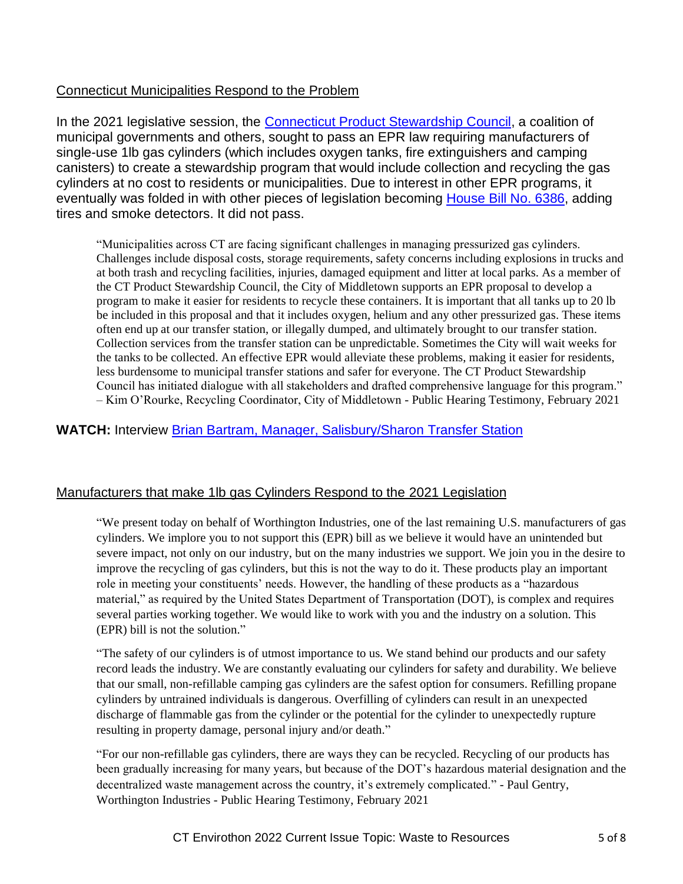## Connecticut Municipalities Respond to the Problem

In the 2021 legislative session, the Connecticut Product Stewardship Council, a coalition of municipal governments and others, sought to pass an EPR law requiring manufacturers of single-use 1lb gas cylinders (which includes oxygen tanks, fire extinguishers and camping canisters) to create a stewardship program that would include collection and recycling the gas cylinders at no cost to residents or municipalities. Due to interest in other EPR programs, it eventually was folded in with other pieces of legislation becoming House Bill No. 6386, adding tires and smoke detectors. It did not pass.

> "Municipalities across CT are facing significant challenges in managing pressurized gas cylinders. Challenges include disposal costs, storage requirements, safety concerns including explosions in trucks and at both trash and recycling facilities, injuries, damaged equipment and litter at local parks. As a member of the CT Product Stewardship Council, the City of Middletown supports an EPR proposal to develop a program to make it easier for residents to recycle these containers. It is important that all tanks up to 20 lb be included in this proposal and that it includes oxygen, helium and any other pressurized gas. These items often end up at our transfer station, or illegally dumped, and ultimately brought to our transfer station. Collection services from the transfer station can be unpredictable. Sometimes the City will wait weeks for the tanks to be collected. An effective EPR would alleviate these problems, making it easier for residents, less burdensome to municipal transfer stations and safer for everyone. The CT Product Stewardship Council has initiated dialogue with all stakeholders and drafted comprehensive language for this program." – Kim O'Rourke, Recycling Coordinator, City of Middletown - Public Hearing Testimony, February 2021

**WATCH:** Interview Brian Bartram, Manager, Salisbury/Sharon Transfer Station

## Manufacturers that make 1lb gas Cylinders Respond to the 2021 Legislation

> "We present today on behalf of Worthington Industries, one of the last remaining U.S. manufacturers of gas cylinders. We implore you to not support this (EPR) bill as we believe it would have an unintended but severe impact, not only on our industry, but on the many industries we support. We join you in the desire to improve the recycling of gas cylinders, but this is not the way to do it. These products play an important role in meeting your constituents' needs. However, the handling of these products as a "hazardous material," as required by the United States Department of Transportation (DOT), is complex and requires several parties working together. We would like to work with you and the industry on a solution. This (EPR) bill is not the solution."
>
> "The safety of our cylinders is of utmost importance to us. We stand behind our products and our safety record leads the industry. We are constantly evaluating our cylinders for safety and durability. We believe that our small, non-refillable camping gas cylinders are the safest option for consumers. Refilling propane cylinders by untrained individuals is dangerous. Overfilling of cylinders can result in an unexpected discharge of flammable gas from the cylinder or the potential for the cylinder to unexpectedly rupture resulting in property damage, personal injury and/or death."
>
> "For our non-refillable gas cylinders, there are ways they can be recycled. Recycling of our products has been gradually increasing for many years, but because of the DOT's hazardous material designation and the decentralized waste management across the country, it's extremely complicated." - Paul Gentry, Worthington Industries - Public Hearing Testimony, February 2021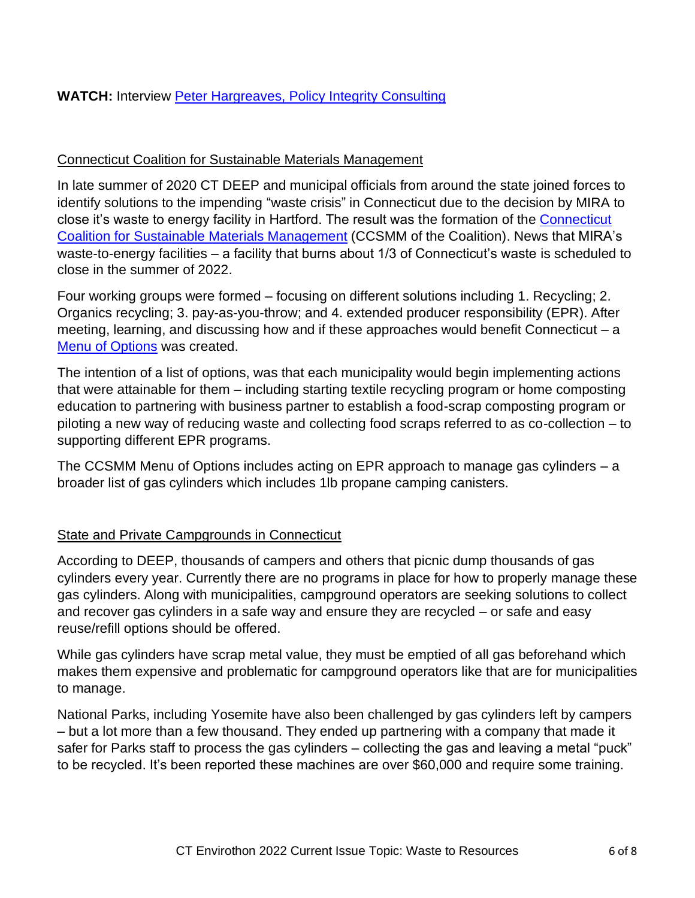**WATCH:** Interview [Peter Hargreaves, Policy Integrity Consulting]

## Connecticut Coalition for Sustainable Materials Management

In late summer of 2020 CT DEEP and municipal officials from around the state joined forces to identify solutions to the impending "waste crisis" in Connecticut due to the decision by MIRA to close it's waste to energy facility in Hartford. The result was the formation of the Connecticut Coalition for Sustainable Materials Management (CCSMM of the Coalition). News that MIRA's waste-to-energy facilities – a facility that burns about 1/3 of Connecticut's waste is scheduled to close in the summer of 2022.

Four working groups were formed – focusing on different solutions including 1. Recycling; 2. Organics recycling; 3. pay-as-you-throw; and 4. extended producer responsibility (EPR). After meeting, learning, and discussing how and if these approaches would benefit Connecticut – a Menu of Options was created.

The intention of a list of options, was that each municipality would begin implementing actions that were attainable for them – including starting textile recycling program or home composting education to partnering with business partner to establish a food-scrap composting program or piloting a new way of reducing waste and collecting food scraps referred to as co-collection – to supporting different EPR programs.

The CCSMM Menu of Options includes acting on EPR approach to manage gas cylinders – a broader list of gas cylinders which includes 1lb propane camping canisters.

## State and Private Campgrounds in Connecticut

According to DEEP, thousands of campers and others that picnic dump thousands of gas cylinders every year. Currently there are no programs in place for how to properly manage these gas cylinders. Along with municipalities, campground operators are seeking solutions to collect and recover gas cylinders in a safe way and ensure they are recycled – or safe and easy reuse/refill options should be offered.

While gas cylinders have scrap metal value, they must be emptied of all gas beforehand which makes them expensive and problematic for campground operators like that are for municipalities to manage.

National Parks, including Yosemite have also been challenged by gas cylinders left by campers – but a lot more than a few thousand. They ended up partnering with a company that made it safer for Parks staff to process the gas cylinders – collecting the gas and leaving a metal "puck" to be recycled. It's been reported these machines are over $60,000 and require some training.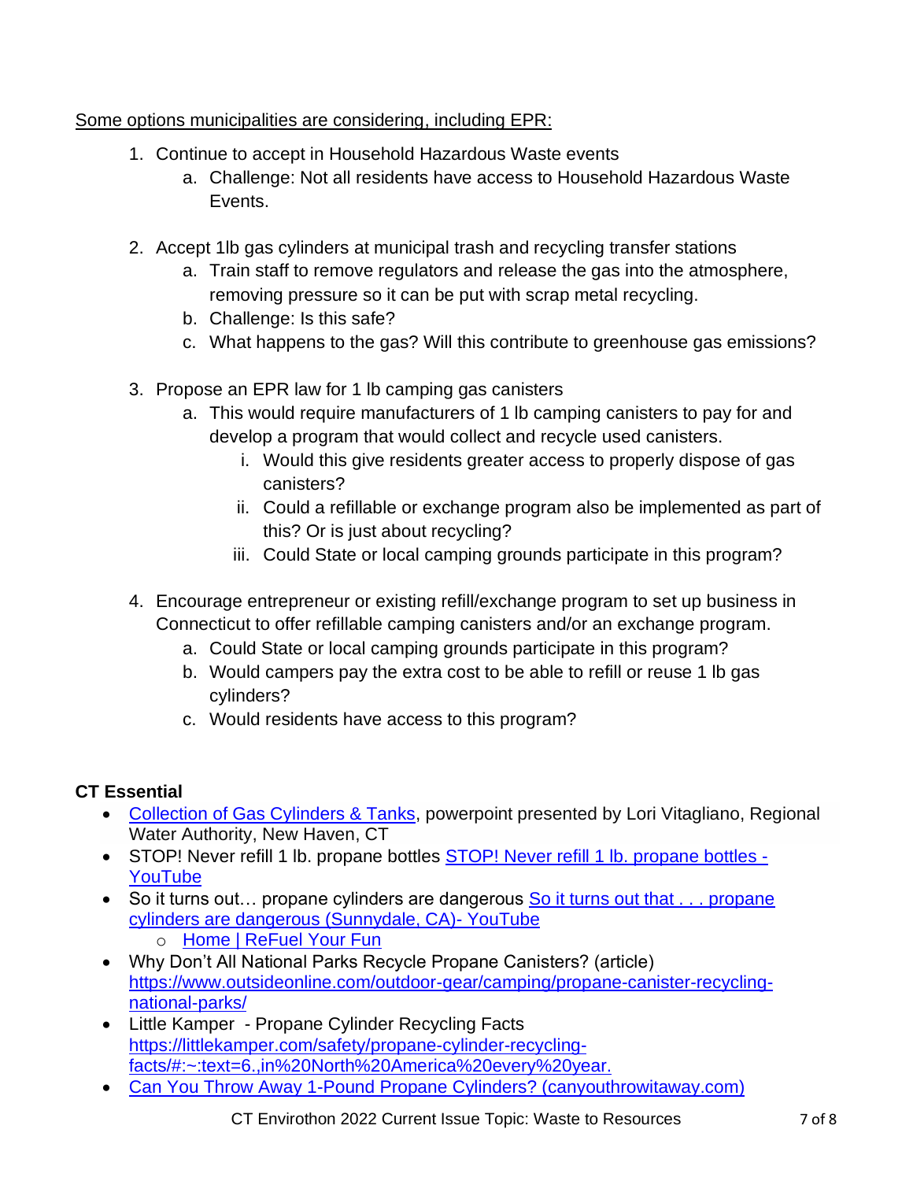Some options municipalities are considering, including EPR:

1. Continue to accept in Household Hazardous Waste events
   a. Challenge: Not all residents have access to Household Hazardous Waste Events.

2. Accept 1lb gas cylinders at municipal trash and recycling transfer stations
   a. Train staff to remove regulators and release the gas into the atmosphere, removing pressure so it can be put with scrap metal recycling.
   b. Challenge: Is this safe?
   c. What happens to the gas? Will this contribute to greenhouse gas emissions?

3. Propose an EPR law for 1 lb camping gas canisters
   a. This would require manufacturers of 1 lb camping canisters to pay for and develop a program that would collect and recycle used canisters.
      i. Would this give residents greater access to properly dispose of gas canisters?
      ii. Could a refillable or exchange program also be implemented as part of this? Or is just about recycling?
      iii. Could State or local camping grounds participate in this program?

4. Encourage entrepreneur or existing refill/exchange program to set up business in Connecticut to offer refillable camping canisters and/or an exchange program.
   a. Could State or local camping grounds participate in this program?
   b. Would campers pay the extra cost to be able to refill or reuse 1 lb gas cylinders?
   c. Would residents have access to this program?

**CT Essential**

- Collection of Gas Cylinders & Tanks, powerpoint presented by Lori Vitagliano, Regional Water Authority, New Haven, CT
- STOP! Never refill 1 lb. propane bottles STOP! Never refill 1 lb. propane bottles - YouTube
- So it turns out… propane cylinders are dangerous So it turns out that . . . propane cylinders are dangerous (Sunnydale, CA)- YouTube
  - Home | ReFuel Your Fun
- Why Don't All National Parks Recycle Propane Canisters? (article) https://www.outsideonline.com/outdoor-gear/camping/propane-canister-recycling-national-parks/
- Little Kamper - Propane Cylinder Recycling Facts https://littlekamper.com/safety/propane-cylinder-recycling-facts/#:~:text=6.,in%20North%20America%20every%20year.
- Can You Throw Away 1-Pound Propane Cylinders? (canyouthrowitaway.com)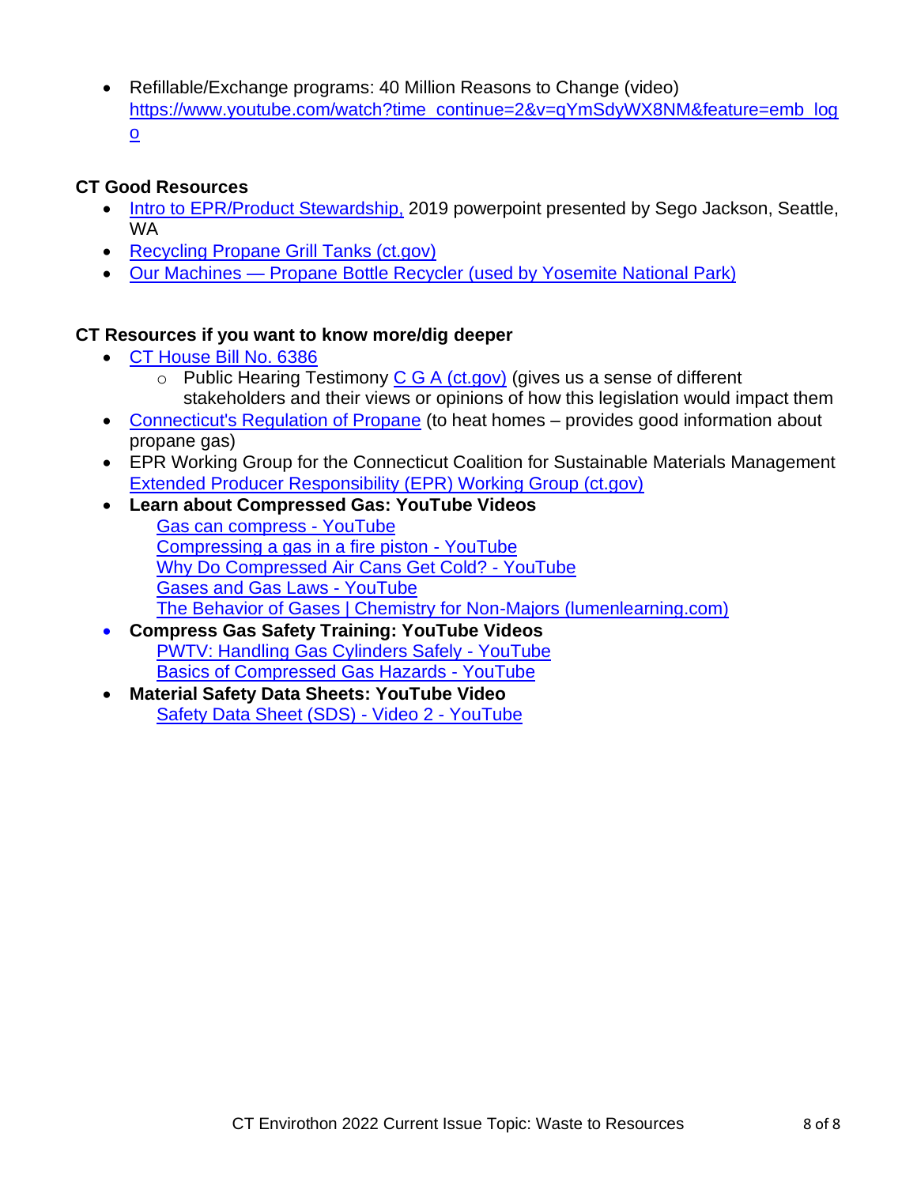- Refillable/Exchange programs: 40 Million Reasons to Change (video) https://www.youtube.com/watch?time_continue=2&v=qYmSdyWX8NM&feature=emb_logo

**CT Good Resources**

- Intro to EPR/Product Stewardship, 2019 powerpoint presented by Sego Jackson, Seattle, WA
- Recycling Propane Grill Tanks (ct.gov)
- Our Machines — Propane Bottle Recycler (used by Yosemite National Park)

**CT Resources if you want to know more/dig deeper**

- CT House Bill No. 6386
  - Public Hearing Testimony C G A (ct.gov) (gives us a sense of different stakeholders and their views or opinions of how this legislation would impact them
- Connecticut's Regulation of Propane (to heat homes – provides good information about propane gas)
- EPR Working Group for the Connecticut Coalition for Sustainable Materials Management Extended Producer Responsibility (EPR) Working Group (ct.gov)
- **Learn about Compressed Gas: YouTube Videos**
  Gas can compress - YouTube
  Compressing a gas in a fire piston - YouTube
  Why Do Compressed Air Cans Get Cold? - YouTube
  Gases and Gas Laws - YouTube
  The Behavior of Gases | Chemistry for Non-Majors (lumenlearning.com)
- **Compress Gas Safety Training: YouTube Videos**
  PWTV: Handling Gas Cylinders Safely - YouTube
  Basics of Compressed Gas Hazards - YouTube
- **Material Safety Data Sheets: YouTube Video**
  Safety Data Sheet (SDS) - Video 2 - YouTube